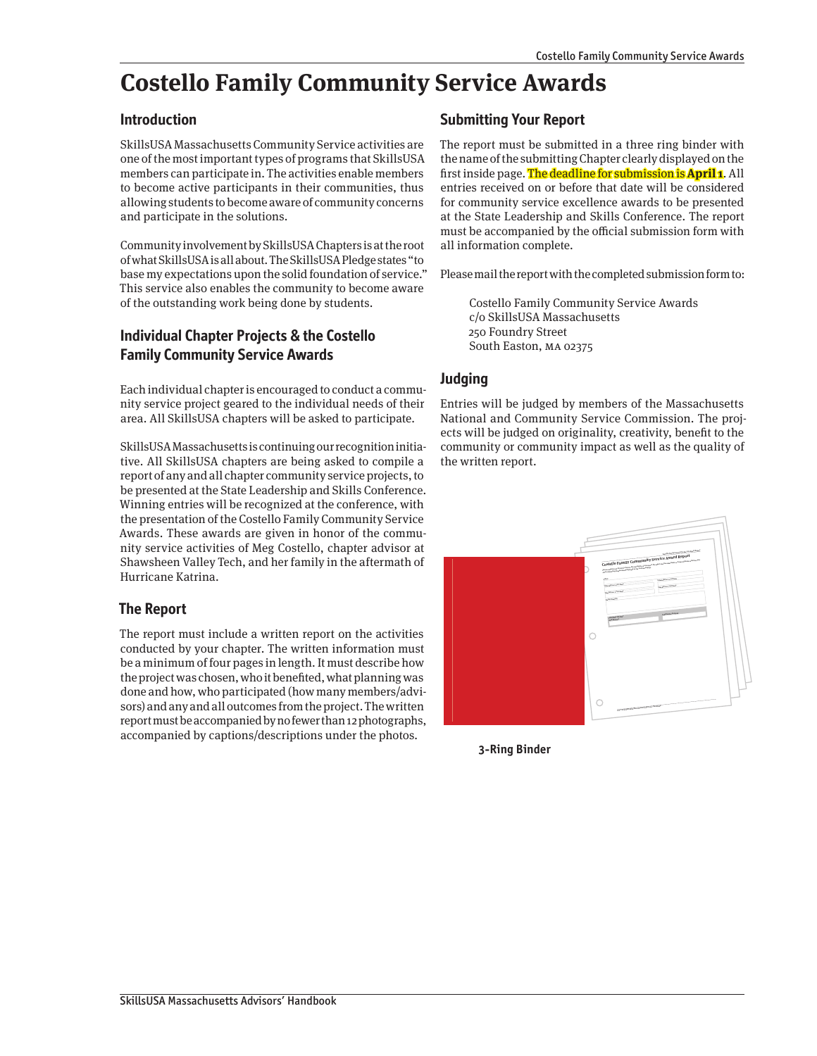# Costello Family Community Service Awards

## Introduction

SkillsUSA Massachusetts Community Service activities are one of the most important types of programs that SkillsUSA members can participate in. The activities enable members to become active participants in their communities, thus allowing students to become aware of community concerns and participate in the solutions.

Community involvement by SkillsUSA Chapters is at the root of what SkillsUSA is all about. The SkillsUSA Pledge states "to base my expectations upon the solid foundation of service." This service also enables the community to become aware of the outstanding work being done by students.

## Individual Chapter Projects & the Costello Family Community Service Awards

Each individual chapter is encouraged to conduct a community service project geared to the individual needs of their area. All SkillsUSA chapters will be asked to participate.

SkillsUSA Massachusetts is continuing our recognition initiative. All SkillsUSA chapters are being asked to compile a report of any and all chapter community service projects, to be presented at the State Leadership and Skills Conference. Winning entries will be recognized at the conference, with the presentation of the Costello Family Community Service Awards. These awards are given in honor of the community service activities of Meg Costello, chapter advisor at Shawsheen Valley Tech, and her family in the aftermath of Hurricane Katrina.

## The Report

The report must include a written report on the activities conducted by your chapter. The written information must be a minimum of four pages in length. It must describe how the project was chosen, who it benefited, what planning was done and how, who participated (how many members/advisors) and any and all outcomes from the project. The written report must be accompanied by no fewer than 12 photographs, accompanied by captions/descriptions under the photos.

## Submitting Your Report

The report must be submitted in a three ring binder with the name of the submitting Chapter clearly displayed on the first inside page. The deadline for submission is **April 1**. All entries received on or before that date will be considered for community service excellence awards to be presented at the State Leadership and Skills Conference. The report must be accompanied by the official submission form with all information complete.

Please mail the report with the completed submission form to:

Costello Family Community Service Awards
c/o SkillsUSA Massachusetts
250 Foundry Street
South Easton, MA 02375

## Judging

Entries will be judged by members of the Massachusetts National and Community Service Commission. The projects will be judged on originality, creativity, benefit to the community or community impact as well as the quality of the written report.

**3-Ring Binder**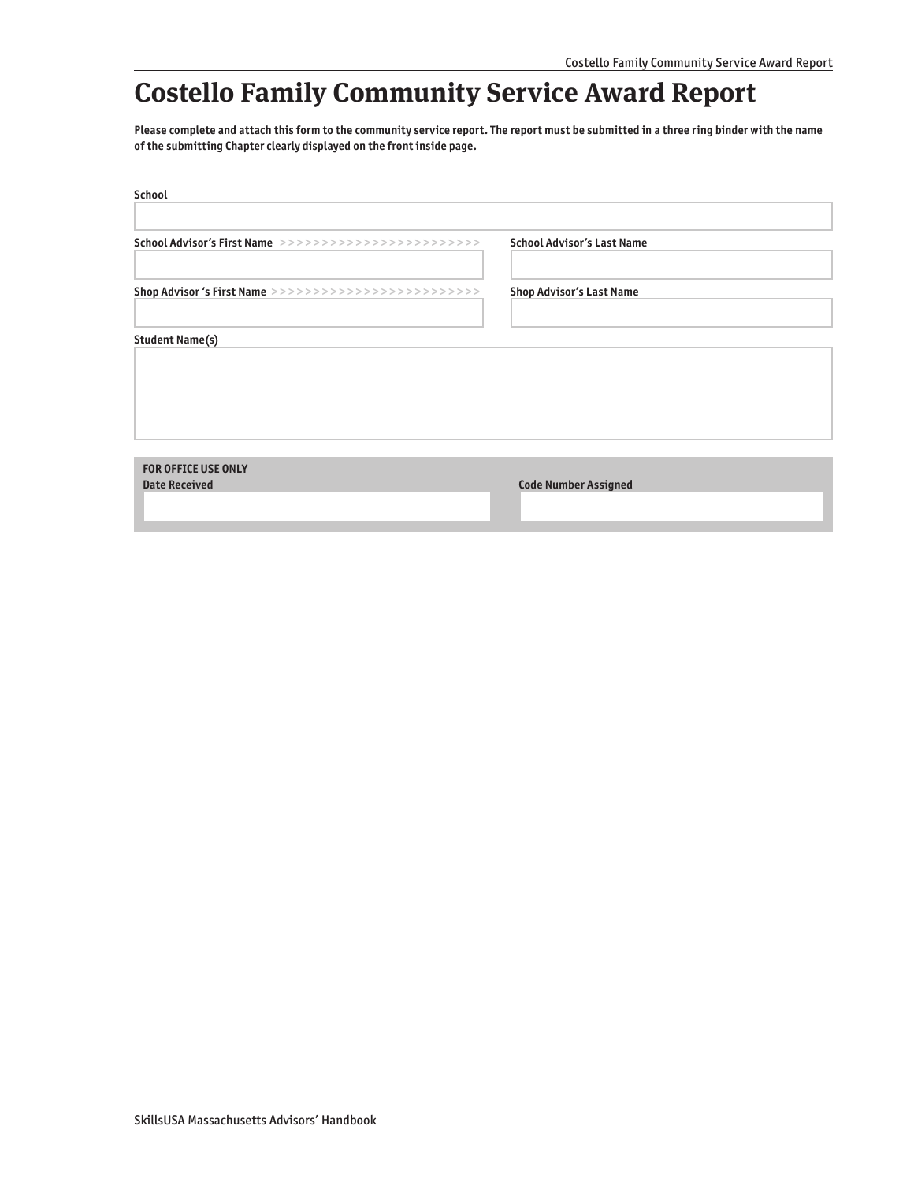# Costello Family Community Service Award Report

**Please complete and attach this form to the community service report. The report must be submitted in a three ring binder with the name of the submitting Chapter clearly displayed on the front inside page.**

**School**

**School Advisor's First Name** >>>>>>>>>>>>>>>>>>>>>>>

**School Advisor's Last Name**

**Shop Advisor 's First Name** >>>>>>>>>>>>>>>>>>>>>>>>

**Shop Advisor's Last Name**

**Student Name(s)**

**FOR OFFICE USE ONLY**

**Date Received**

**Code Number Assigned**